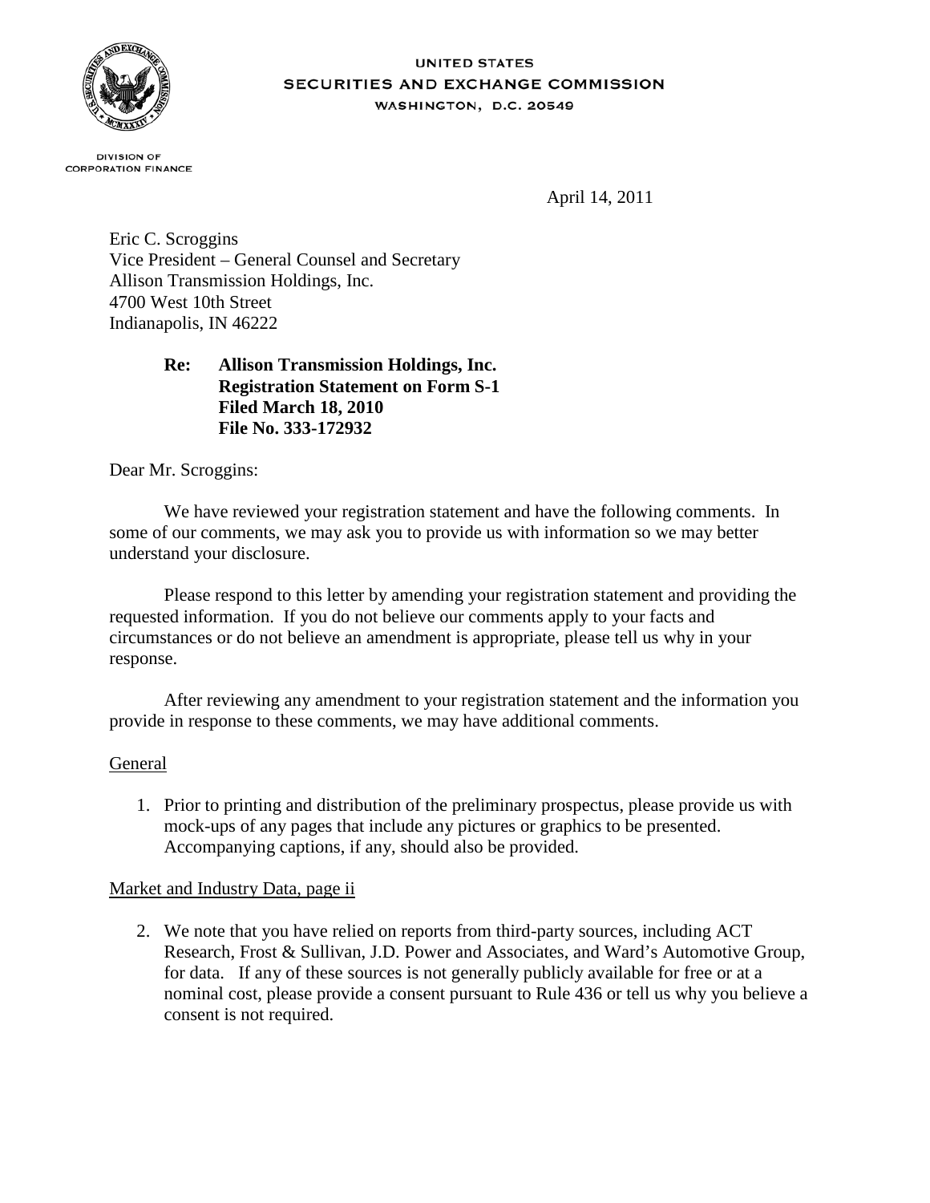UNITED STATES
SECURITIES AND EXCHANGE COMMISSION
WASHINGTON, D.C. 20549

DIVISION OF
CORPORATION FINANCE

April 14, 2011

Eric C. Scroggins
Vice President – General Counsel and Secretary
Allison Transmission Holdings, Inc.
4700 West 10th Street
Indianapolis, IN 46222

**Re: Allison Transmission Holdings, Inc.**
**Registration Statement on Form S-1**
**Filed March 18, 2010**
**File No. 333-172932**

Dear Mr. Scroggins:

We have reviewed your registration statement and have the following comments. In some of our comments, we may ask you to provide us with information so we may better understand your disclosure.

Please respond to this letter by amending your registration statement and providing the requested information. If you do not believe our comments apply to your facts and circumstances or do not believe an amendment is appropriate, please tell us why in your response.

After reviewing any amendment to your registration statement and the information you provide in response to these comments, we may have additional comments.

General

1. Prior to printing and distribution of the preliminary prospectus, please provide us with mock-ups of any pages that include any pictures or graphics to be presented. Accompanying captions, if any, should also be provided.

Market and Industry Data, page ii

2. We note that you have relied on reports from third-party sources, including ACT Research, Frost & Sullivan, J.D. Power and Associates, and Ward's Automotive Group, for data. If any of these sources is not generally publicly available for free or at a nominal cost, please provide a consent pursuant to Rule 436 or tell us why you believe a consent is not required.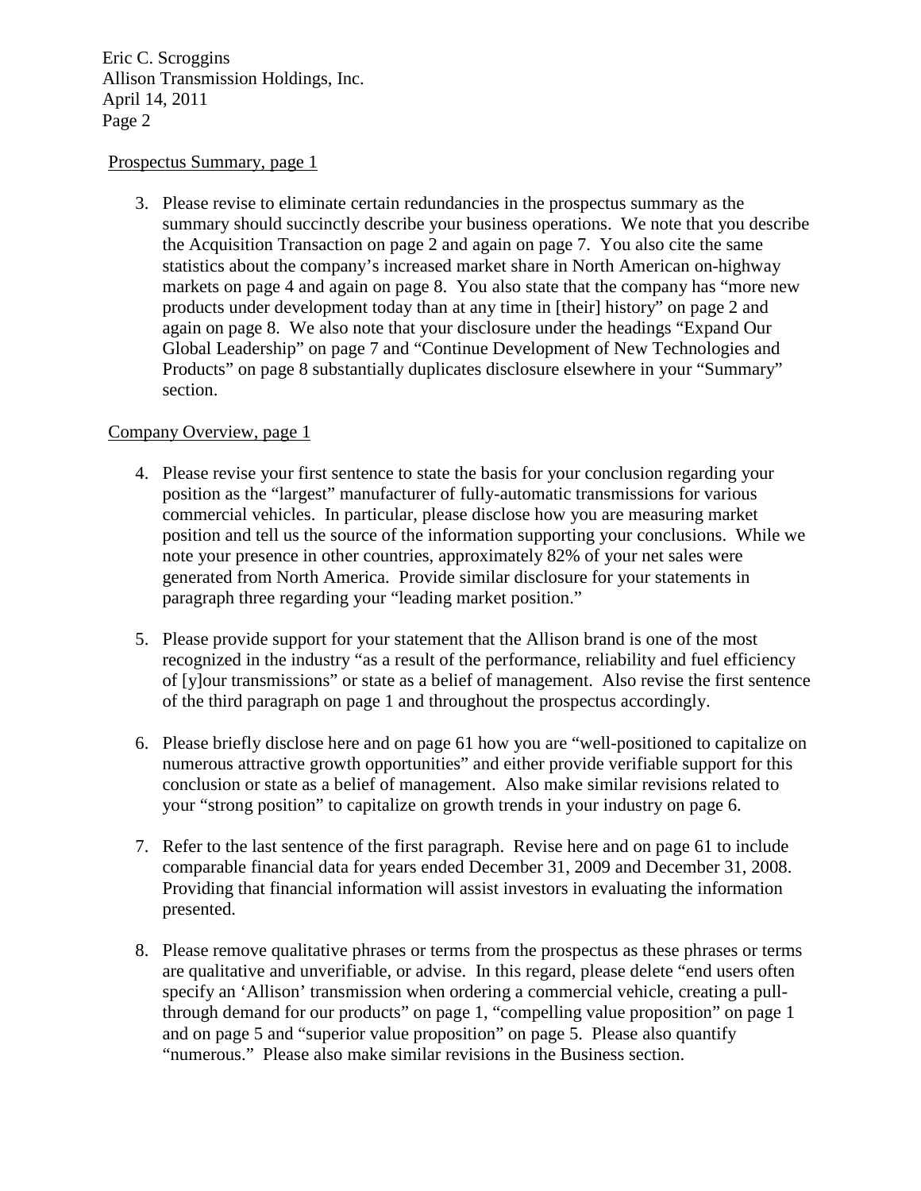Eric C. Scroggins
Allison Transmission Holdings, Inc.
April 14, 2011

Prospectus Summary, page 1

3. Please revise to eliminate certain redundancies in the prospectus summary as the summary should succinctly describe your business operations. We note that you describe the Acquisition Transaction on page 2 and again on page 7. You also cite the same statistics about the company's increased market share in North American on-highway markets on page 4 and again on page 8. You also state that the company has "more new products under development today than at any time in [their] history" on page 2 and again on page 8. We also note that your disclosure under the headings "Expand Our Global Leadership" on page 7 and "Continue Development of New Technologies and Products" on page 8 substantially duplicates disclosure elsewhere in your "Summary" section.

Company Overview, page 1

4. Please revise your first sentence to state the basis for your conclusion regarding your position as the "largest" manufacturer of fully-automatic transmissions for various commercial vehicles. In particular, please disclose how you are measuring market position and tell us the source of the information supporting your conclusions. While we note your presence in other countries, approximately 82% of your net sales were generated from North America. Provide similar disclosure for your statements in paragraph three regarding your "leading market position."

5. Please provide support for your statement that the Allison brand is one of the most recognized in the industry "as a result of the performance, reliability and fuel efficiency of [y]our transmissions" or state as a belief of management. Also revise the first sentence of the third paragraph on page 1 and throughout the prospectus accordingly.

6. Please briefly disclose here and on page 61 how you are "well-positioned to capitalize on numerous attractive growth opportunities" and either provide verifiable support for this conclusion or state as a belief of management. Also make similar revisions related to your "strong position" to capitalize on growth trends in your industry on page 6.

7. Refer to the last sentence of the first paragraph. Revise here and on page 61 to include comparable financial data for years ended December 31, 2009 and December 31, 2008. Providing that financial information will assist investors in evaluating the information presented.

8. Please remove qualitative phrases or terms from the prospectus as these phrases or terms are qualitative and unverifiable, or advise. In this regard, please delete "end users often specify an 'Allison' transmission when ordering a commercial vehicle, creating a pull-through demand for our products" on page 1, "compelling value proposition" on page 1 and on page 5 and "superior value proposition" on page 5. Please also quantify "numerous." Please also make similar revisions in the Business section.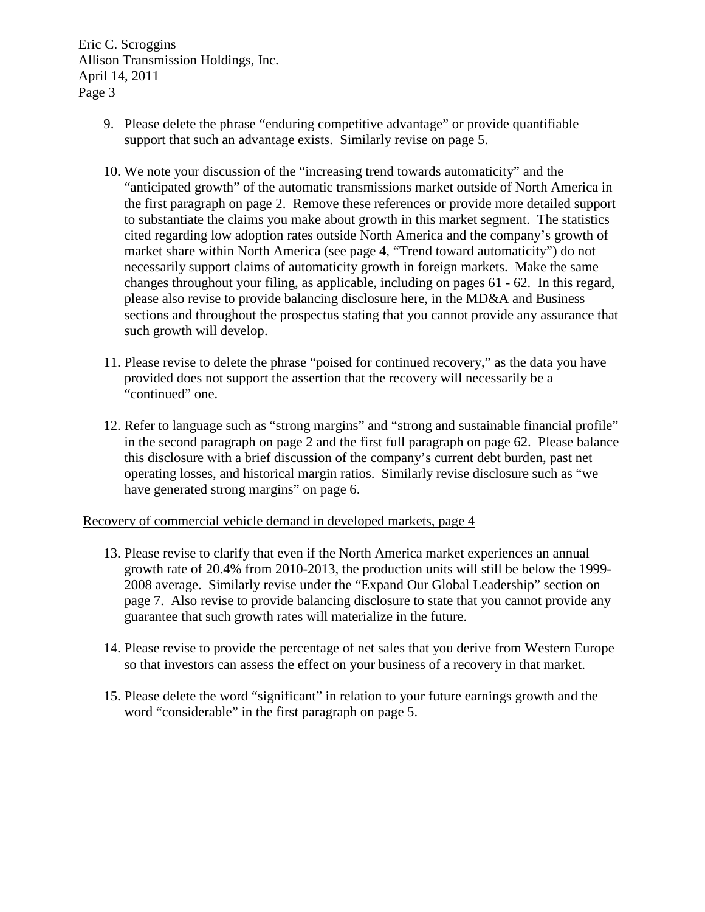9. Please delete the phrase "enduring competitive advantage" or provide quantifiable support that such an advantage exists. Similarly revise on page 5.

10. We note your discussion of the "increasing trend towards automaticity" and the "anticipated growth" of the automatic transmissions market outside of North America in the first paragraph on page 2. Remove these references or provide more detailed support to substantiate the claims you make about growth in this market segment. The statistics cited regarding low adoption rates outside North America and the company's growth of market share within North America (see page 4, "Trend toward automaticity") do not necessarily support claims of automaticity growth in foreign markets. Make the same changes throughout your filing, as applicable, including on pages 61 - 62. In this regard, please also revise to provide balancing disclosure here, in the MD&A and Business sections and throughout the prospectus stating that you cannot provide any assurance that such growth will develop.

11. Please revise to delete the phrase "poised for continued recovery," as the data you have provided does not support the assertion that the recovery will necessarily be a "continued" one.

12. Refer to language such as "strong margins" and "strong and sustainable financial profile" in the second paragraph on page 2 and the first full paragraph on page 62. Please balance this disclosure with a brief discussion of the company's current debt burden, past net operating losses, and historical margin ratios. Similarly revise disclosure such as "we have generated strong margins" on page 6.

Recovery of commercial vehicle demand in developed markets, page 4

13. Please revise to clarify that even if the North America market experiences an annual growth rate of 20.4% from 2010-2013, the production units will still be below the 1999-2008 average. Similarly revise under the "Expand Our Global Leadership" section on page 7. Also revise to provide balancing disclosure to state that you cannot provide any guarantee that such growth rates will materialize in the future.

14. Please revise to provide the percentage of net sales that you derive from Western Europe so that investors can assess the effect on your business of a recovery in that market.

15. Please delete the word "significant" in relation to your future earnings growth and the word "considerable" in the first paragraph on page 5.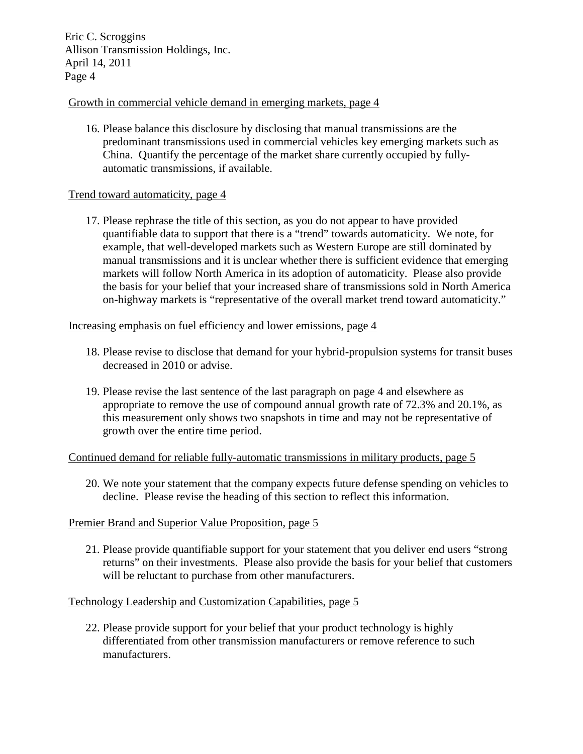Growth in commercial vehicle demand in emerging markets, page 4

16. Please balance this disclosure by disclosing that manual transmissions are the predominant transmissions used in commercial vehicles key emerging markets such as China. Quantify the percentage of the market share currently occupied by fully-automatic transmissions, if available.

Trend toward automaticity, page 4

17. Please rephrase the title of this section, as you do not appear to have provided quantifiable data to support that there is a "trend" towards automaticity. We note, for example, that well-developed markets such as Western Europe are still dominated by manual transmissions and it is unclear whether there is sufficient evidence that emerging markets will follow North America in its adoption of automaticity. Please also provide the basis for your belief that your increased share of transmissions sold in North America on-highway markets is "representative of the overall market trend toward automaticity."

Increasing emphasis on fuel efficiency and lower emissions, page 4

18. Please revise to disclose that demand for your hybrid-propulsion systems for transit buses decreased in 2010 or advise.

19. Please revise the last sentence of the last paragraph on page 4 and elsewhere as appropriate to remove the use of compound annual growth rate of 72.3% and 20.1%, as this measurement only shows two snapshots in time and may not be representative of growth over the entire time period.

Continued demand for reliable fully-automatic transmissions in military products, page 5

20. We note your statement that the company expects future defense spending on vehicles to decline. Please revise the heading of this section to reflect this information.

Premier Brand and Superior Value Proposition, page 5

21. Please provide quantifiable support for your statement that you deliver end users "strong returns" on their investments. Please also provide the basis for your belief that customers will be reluctant to purchase from other manufacturers.

Technology Leadership and Customization Capabilities, page 5

22. Please provide support for your belief that your product technology is highly differentiated from other transmission manufacturers or remove reference to such manufacturers.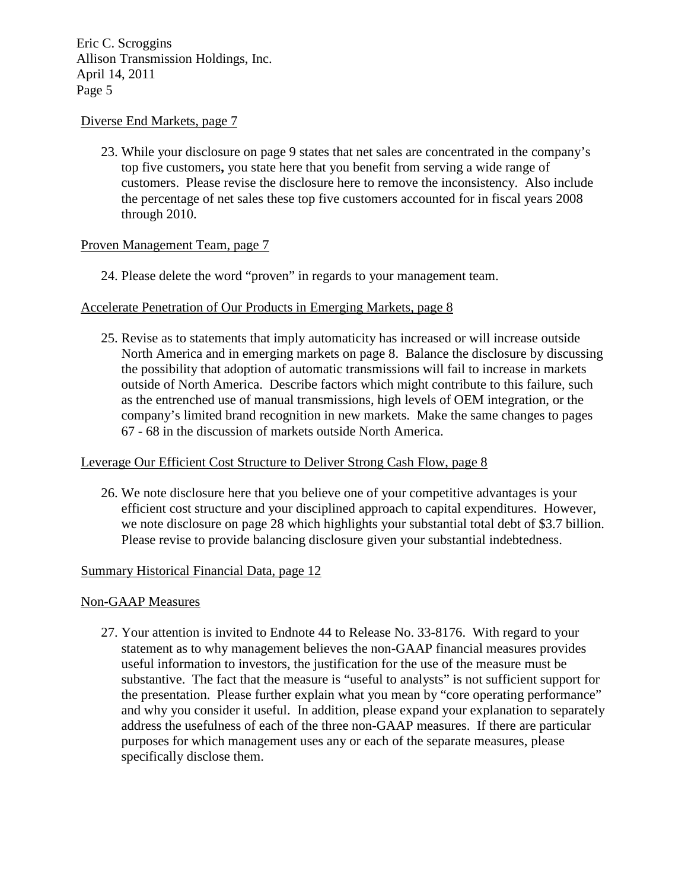Diverse End Markets, page 7

23. While your disclosure on page 9 states that net sales are concentrated in the company's top five customers**,** you state here that you benefit from serving a wide range of customers. Please revise the disclosure here to remove the inconsistency. Also include the percentage of net sales these top five customers accounted for in fiscal years 2008 through 2010.

Proven Management Team, page 7

24. Please delete the word "proven" in regards to your management team.

Accelerate Penetration of Our Products in Emerging Markets, page 8

25. Revise as to statements that imply automaticity has increased or will increase outside North America and in emerging markets on page 8. Balance the disclosure by discussing the possibility that adoption of automatic transmissions will fail to increase in markets outside of North America. Describe factors which might contribute to this failure, such as the entrenched use of manual transmissions, high levels of OEM integration, or the company's limited brand recognition in new markets. Make the same changes to pages 67 - 68 in the discussion of markets outside North America.

Leverage Our Efficient Cost Structure to Deliver Strong Cash Flow, page 8

26. We note disclosure here that you believe one of your competitive advantages is your efficient cost structure and your disciplined approach to capital expenditures. However, we note disclosure on page 28 which highlights your substantial total debt of $3.7 billion. Please revise to provide balancing disclosure given your substantial indebtedness.

Summary Historical Financial Data, page 12

Non-GAAP Measures

27. Your attention is invited to Endnote 44 to Release No. 33-8176. With regard to your statement as to why management believes the non-GAAP financial measures provides useful information to investors, the justification for the use of the measure must be substantive. The fact that the measure is "useful to analysts" is not sufficient support for the presentation. Please further explain what you mean by "core operating performance" and why you consider it useful. In addition, please expand your explanation to separately address the usefulness of each of the three non-GAAP measures. If there are particular purposes for which management uses any or each of the separate measures, please specifically disclose them.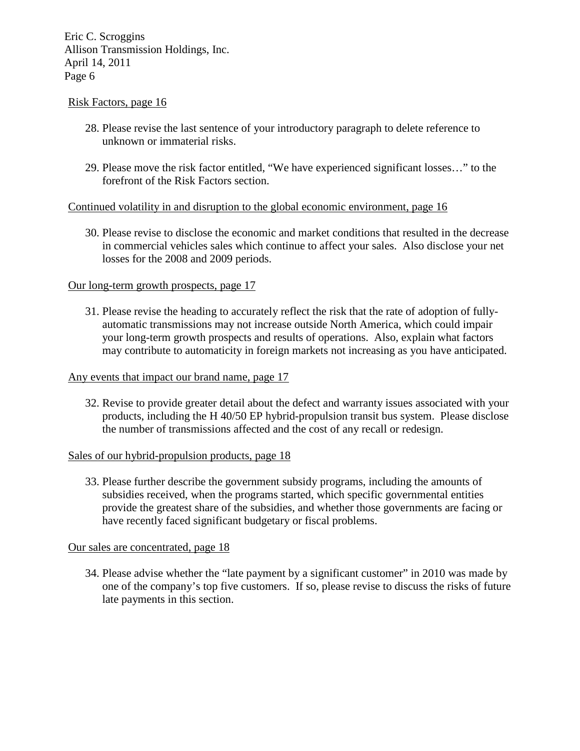Risk Factors, page 16

28. Please revise the last sentence of your introductory paragraph to delete reference to unknown or immaterial risks.

29. Please move the risk factor entitled, "We have experienced significant losses…" to the forefront of the Risk Factors section.

Continued volatility in and disruption to the global economic environment, page 16

30. Please revise to disclose the economic and market conditions that resulted in the decrease in commercial vehicles sales which continue to affect your sales. Also disclose your net losses for the 2008 and 2009 periods.

Our long-term growth prospects, page 17

31. Please revise the heading to accurately reflect the risk that the rate of adoption of fully-automatic transmissions may not increase outside North America, which could impair your long-term growth prospects and results of operations. Also, explain what factors may contribute to automaticity in foreign markets not increasing as you have anticipated.

Any events that impact our brand name, page 17

32. Revise to provide greater detail about the defect and warranty issues associated with your products, including the H 40/50 EP hybrid-propulsion transit bus system. Please disclose the number of transmissions affected and the cost of any recall or redesign.

Sales of our hybrid-propulsion products, page 18

33. Please further describe the government subsidy programs, including the amounts of subsidies received, when the programs started, which specific governmental entities provide the greatest share of the subsidies, and whether those governments are facing or have recently faced significant budgetary or fiscal problems.

Our sales are concentrated, page 18

34. Please advise whether the "late payment by a significant customer" in 2010 was made by one of the company's top five customers. If so, please revise to discuss the risks of future late payments in this section.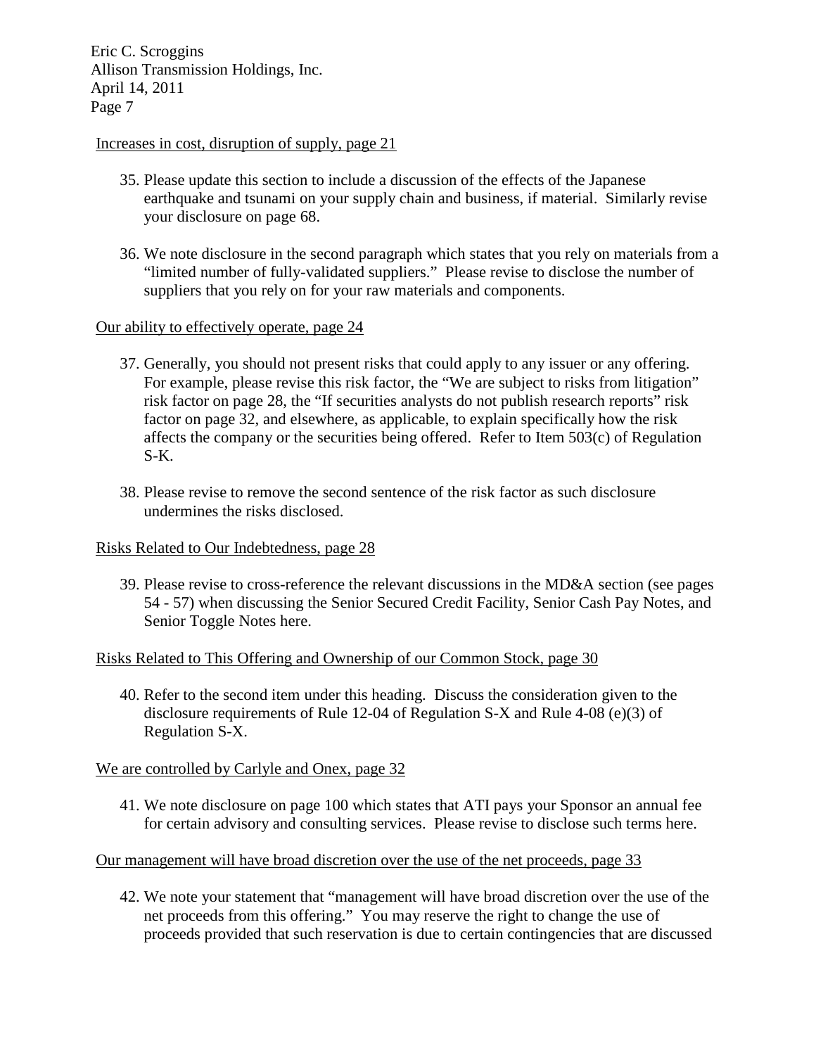Increases in cost, disruption of supply, page 21

35. Please update this section to include a discussion of the effects of the Japanese earthquake and tsunami on your supply chain and business, if material. Similarly revise your disclosure on page 68.

36. We note disclosure in the second paragraph which states that you rely on materials from a "limited number of fully-validated suppliers." Please revise to disclose the number of suppliers that you rely on for your raw materials and components.

Our ability to effectively operate, page 24

37. Generally, you should not present risks that could apply to any issuer or any offering. For example, please revise this risk factor, the "We are subject to risks from litigation" risk factor on page 28, the "If securities analysts do not publish research reports" risk factor on page 32, and elsewhere, as applicable, to explain specifically how the risk affects the company or the securities being offered. Refer to Item 503(c) of Regulation S-K.

38. Please revise to remove the second sentence of the risk factor as such disclosure undermines the risks disclosed.

Risks Related to Our Indebtedness, page 28

39. Please revise to cross-reference the relevant discussions in the MD&A section (see pages 54 - 57) when discussing the Senior Secured Credit Facility, Senior Cash Pay Notes, and Senior Toggle Notes here.

Risks Related to This Offering and Ownership of our Common Stock, page 30

40. Refer to the second item under this heading. Discuss the consideration given to the disclosure requirements of Rule 12-04 of Regulation S-X and Rule 4-08 (e)(3) of Regulation S-X.

We are controlled by Carlyle and Onex, page 32

41. We note disclosure on page 100 which states that ATI pays your Sponsor an annual fee for certain advisory and consulting services. Please revise to disclose such terms here.

Our management will have broad discretion over the use of the net proceeds, page 33

42. We note your statement that "management will have broad discretion over the use of the net proceeds from this offering." You may reserve the right to change the use of proceeds provided that such reservation is due to certain contingencies that are discussed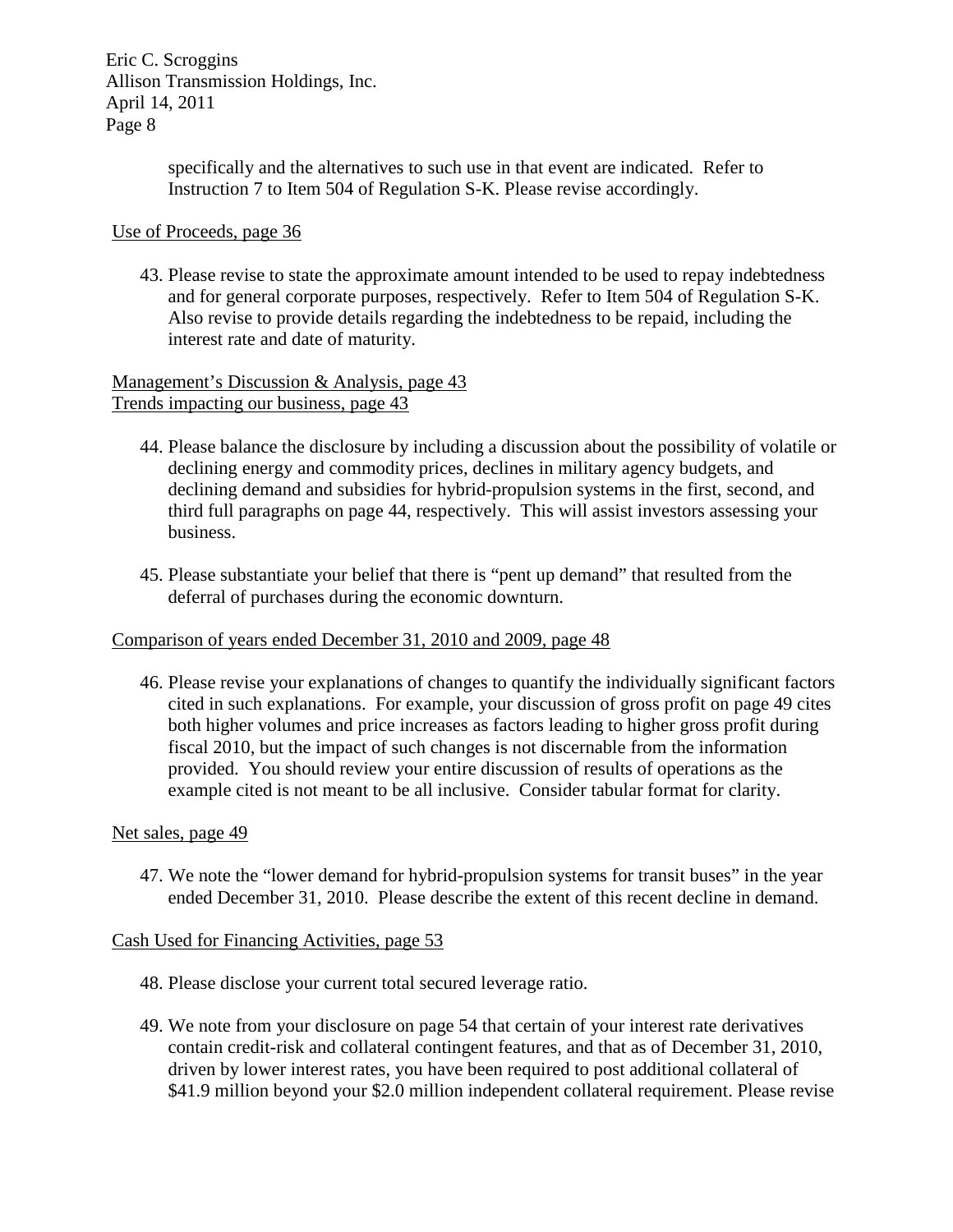specifically and the alternatives to such use in that event are indicated. Refer to Instruction 7 to Item 504 of Regulation S-K. Please revise accordingly.

Use of Proceeds, page 36

43. Please revise to state the approximate amount intended to be used to repay indebtedness and for general corporate purposes, respectively. Refer to Item 504 of Regulation S-K. Also revise to provide details regarding the indebtedness to be repaid, including the interest rate and date of maturity.

Management's Discussion & Analysis, page 43
Trends impacting our business, page 43

44. Please balance the disclosure by including a discussion about the possibility of volatile or declining energy and commodity prices, declines in military agency budgets, and declining demand and subsidies for hybrid-propulsion systems in the first, second, and third full paragraphs on page 44, respectively. This will assist investors assessing your business.

45. Please substantiate your belief that there is "pent up demand" that resulted from the deferral of purchases during the economic downturn.

Comparison of years ended December 31, 2010 and 2009, page 48

46. Please revise your explanations of changes to quantify the individually significant factors cited in such explanations. For example, your discussion of gross profit on page 49 cites both higher volumes and price increases as factors leading to higher gross profit during fiscal 2010, but the impact of such changes is not discernable from the information provided. You should review your entire discussion of results of operations as the example cited is not meant to be all inclusive. Consider tabular format for clarity.

Net sales, page 49

47. We note the "lower demand for hybrid-propulsion systems for transit buses" in the year ended December 31, 2010. Please describe the extent of this recent decline in demand.

Cash Used for Financing Activities, page 53

48. Please disclose your current total secured leverage ratio.

49. We note from your disclosure on page 54 that certain of your interest rate derivatives contain credit-risk and collateral contingent features, and that as of December 31, 2010, driven by lower interest rates, you have been required to post additional collateral of $41.9 million beyond your $2.0 million independent collateral requirement. Please revise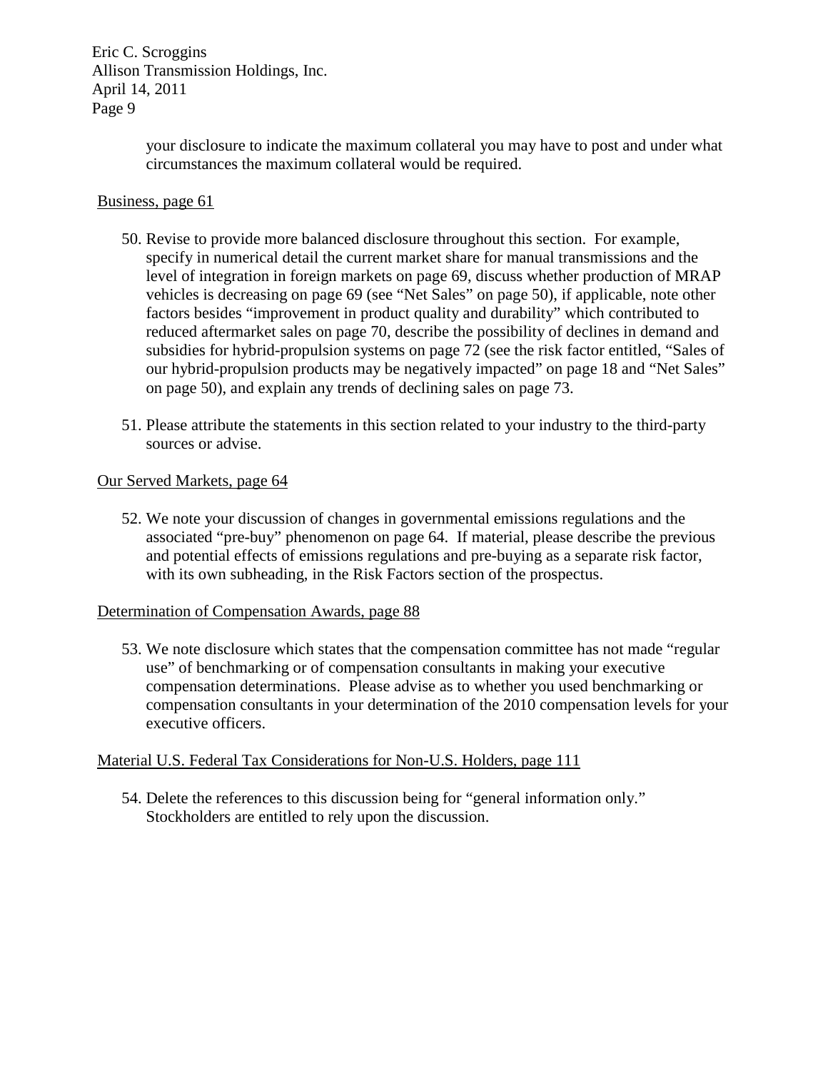your disclosure to indicate the maximum collateral you may have to post and under what circumstances the maximum collateral would be required.

Business, page 61

50. Revise to provide more balanced disclosure throughout this section. For example, specify in numerical detail the current market share for manual transmissions and the level of integration in foreign markets on page 69, discuss whether production of MRAP vehicles is decreasing on page 69 (see "Net Sales" on page 50), if applicable, note other factors besides "improvement in product quality and durability" which contributed to reduced aftermarket sales on page 70, describe the possibility of declines in demand and subsidies for hybrid-propulsion systems on page 72 (see the risk factor entitled, "Sales of our hybrid-propulsion products may be negatively impacted" on page 18 and "Net Sales" on page 50), and explain any trends of declining sales on page 73.

51. Please attribute the statements in this section related to your industry to the third-party sources or advise.

Our Served Markets, page 64

52. We note your discussion of changes in governmental emissions regulations and the associated "pre-buy" phenomenon on page 64. If material, please describe the previous and potential effects of emissions regulations and pre-buying as a separate risk factor, with its own subheading, in the Risk Factors section of the prospectus.

Determination of Compensation Awards, page 88

53. We note disclosure which states that the compensation committee has not made "regular use" of benchmarking or of compensation consultants in making your executive compensation determinations. Please advise as to whether you used benchmarking or compensation consultants in your determination of the 2010 compensation levels for your executive officers.

Material U.S. Federal Tax Considerations for Non-U.S. Holders, page 111

54. Delete the references to this discussion being for "general information only." Stockholders are entitled to rely upon the discussion.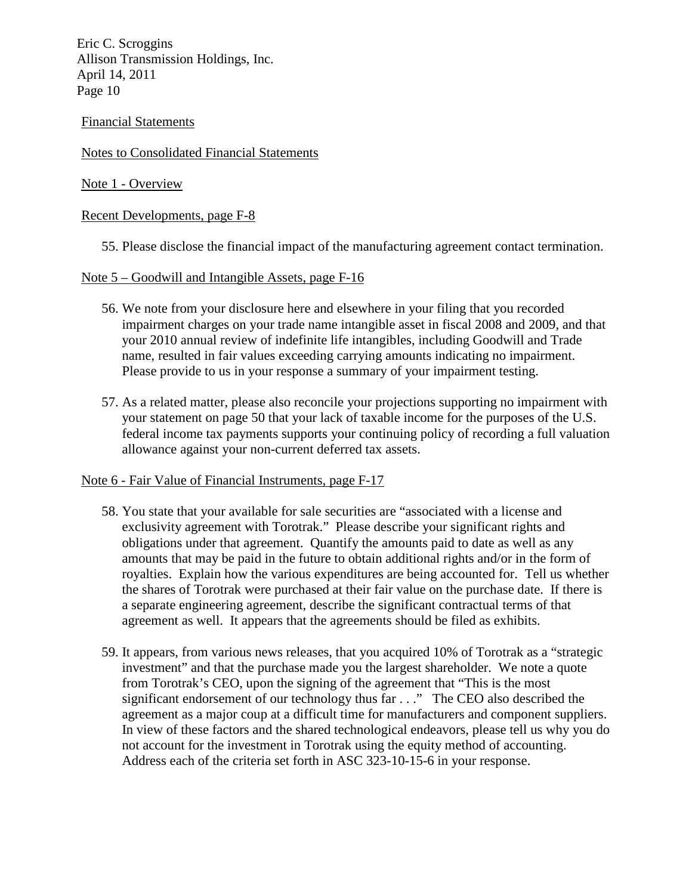Financial Statements

Notes to Consolidated Financial Statements

Note 1 - Overview

Recent Developments, page F-8

55. Please disclose the financial impact of the manufacturing agreement contact termination.

Note 5 – Goodwill and Intangible Assets, page F-16

56. We note from your disclosure here and elsewhere in your filing that you recorded impairment charges on your trade name intangible asset in fiscal 2008 and 2009, and that your 2010 annual review of indefinite life intangibles, including Goodwill and Trade name, resulted in fair values exceeding carrying amounts indicating no impairment. Please provide to us in your response a summary of your impairment testing.

57. As a related matter, please also reconcile your projections supporting no impairment with your statement on page 50 that your lack of taxable income for the purposes of the U.S. federal income tax payments supports your continuing policy of recording a full valuation allowance against your non-current deferred tax assets.

Note 6 - Fair Value of Financial Instruments, page F-17

58. You state that your available for sale securities are "associated with a license and exclusivity agreement with Torotrak." Please describe your significant rights and obligations under that agreement. Quantify the amounts paid to date as well as any amounts that may be paid in the future to obtain additional rights and/or in the form of royalties. Explain how the various expenditures are being accounted for. Tell us whether the shares of Torotrak were purchased at their fair value on the purchase date. If there is a separate engineering agreement, describe the significant contractual terms of that agreement as well. It appears that the agreements should be filed as exhibits.

59. It appears, from various news releases, that you acquired 10% of Torotrak as a "strategic investment" and that the purchase made you the largest shareholder. We note a quote from Torotrak's CEO, upon the signing of the agreement that "This is the most significant endorsement of our technology thus far . . ." The CEO also described the agreement as a major coup at a difficult time for manufacturers and component suppliers. In view of these factors and the shared technological endeavors, please tell us why you do not account for the investment in Torotrak using the equity method of accounting. Address each of the criteria set forth in ASC 323-10-15-6 in your response.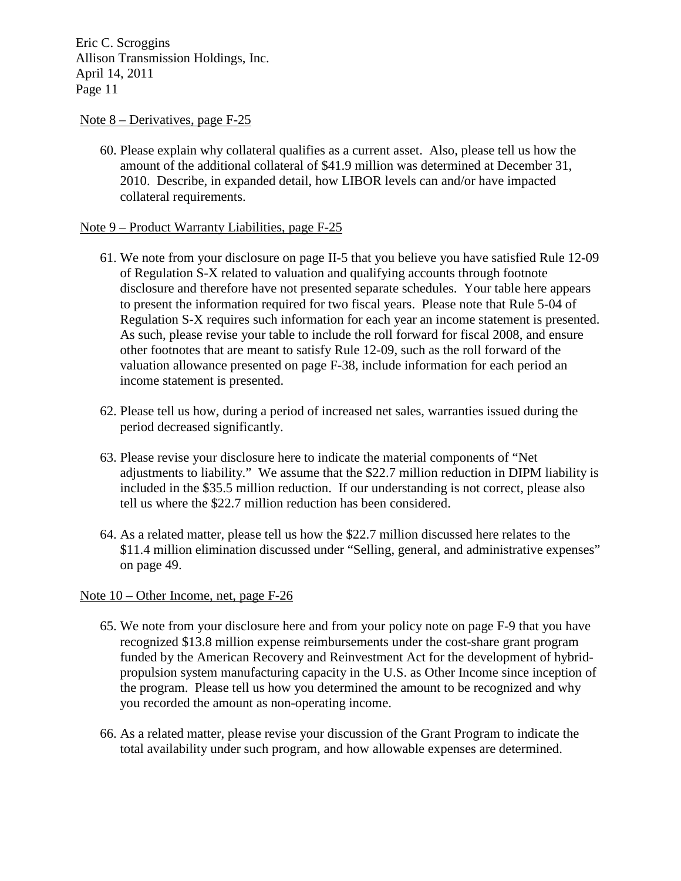Note 8 – Derivatives, page F-25

60. Please explain why collateral qualifies as a current asset. Also, please tell us how the amount of the additional collateral of $41.9 million was determined at December 31, 2010. Describe, in expanded detail, how LIBOR levels can and/or have impacted collateral requirements.

Note 9 – Product Warranty Liabilities, page F-25

61. We note from your disclosure on page II-5 that you believe you have satisfied Rule 12-09 of Regulation S-X related to valuation and qualifying accounts through footnote disclosure and therefore have not presented separate schedules. Your table here appears to present the information required for two fiscal years. Please note that Rule 5-04 of Regulation S-X requires such information for each year an income statement is presented. As such, please revise your table to include the roll forward for fiscal 2008, and ensure other footnotes that are meant to satisfy Rule 12-09, such as the roll forward of the valuation allowance presented on page F-38, include information for each period an income statement is presented.

62. Please tell us how, during a period of increased net sales, warranties issued during the period decreased significantly.

63. Please revise your disclosure here to indicate the material components of "Net adjustments to liability." We assume that the $22.7 million reduction in DIPM liability is included in the $35.5 million reduction. If our understanding is not correct, please also tell us where the $22.7 million reduction has been considered.

64. As a related matter, please tell us how the $22.7 million discussed here relates to the $11.4 million elimination discussed under "Selling, general, and administrative expenses" on page 49.

Note 10 – Other Income, net, page F-26

65. We note from your disclosure here and from your policy note on page F-9 that you have recognized $13.8 million expense reimbursements under the cost-share grant program funded by the American Recovery and Reinvestment Act for the development of hybrid-propulsion system manufacturing capacity in the U.S. as Other Income since inception of the program. Please tell us how you determined the amount to be recognized and why you recorded the amount as non-operating income.

66. As a related matter, please revise your discussion of the Grant Program to indicate the total availability under such program, and how allowable expenses are determined.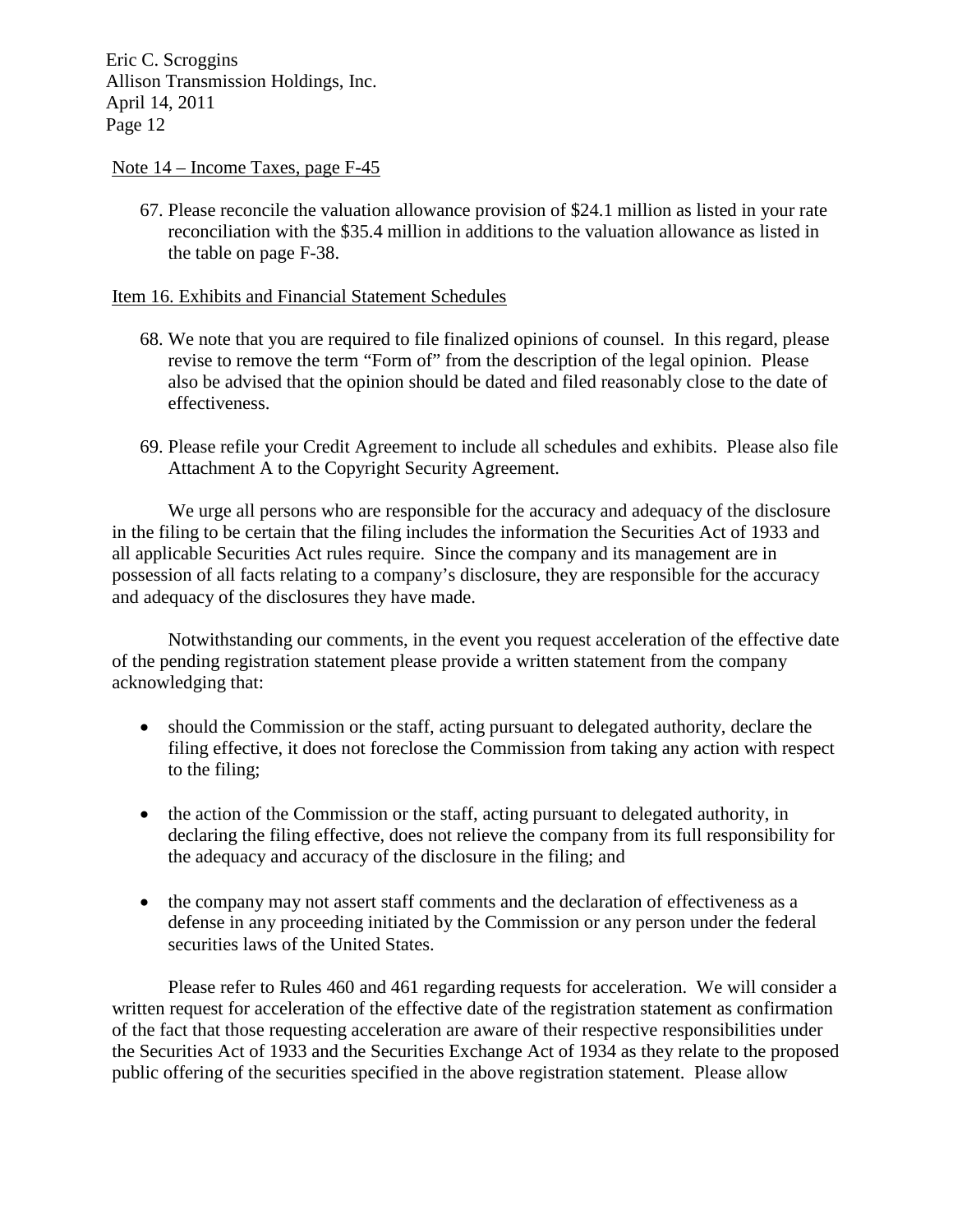Note 14 – Income Taxes, page F-45

67. Please reconcile the valuation allowance provision of $24.1 million as listed in your rate reconciliation with the $35.4 million in additions to the valuation allowance as listed in the table on page F-38.

Item 16. Exhibits and Financial Statement Schedules

68. We note that you are required to file finalized opinions of counsel. In this regard, please revise to remove the term "Form of" from the description of the legal opinion. Please also be advised that the opinion should be dated and filed reasonably close to the date of effectiveness.

69. Please refile your Credit Agreement to include all schedules and exhibits. Please also file Attachment A to the Copyright Security Agreement.

We urge all persons who are responsible for the accuracy and adequacy of the disclosure in the filing to be certain that the filing includes the information the Securities Act of 1933 and all applicable Securities Act rules require. Since the company and its management are in possession of all facts relating to a company's disclosure, they are responsible for the accuracy and adequacy of the disclosures they have made.

Notwithstanding our comments, in the event you request acceleration of the effective date of the pending registration statement please provide a written statement from the company acknowledging that:

- should the Commission or the staff, acting pursuant to delegated authority, declare the filing effective, it does not foreclose the Commission from taking any action with respect to the filing;

- the action of the Commission or the staff, acting pursuant to delegated authority, in declaring the filing effective, does not relieve the company from its full responsibility for the adequacy and accuracy of the disclosure in the filing; and

- the company may not assert staff comments and the declaration of effectiveness as a defense in any proceeding initiated by the Commission or any person under the federal securities laws of the United States.

Please refer to Rules 460 and 461 regarding requests for acceleration. We will consider a written request for acceleration of the effective date of the registration statement as confirmation of the fact that those requesting acceleration are aware of their respective responsibilities under the Securities Act of 1933 and the Securities Exchange Act of 1934 as they relate to the proposed public offering of the securities specified in the above registration statement. Please allow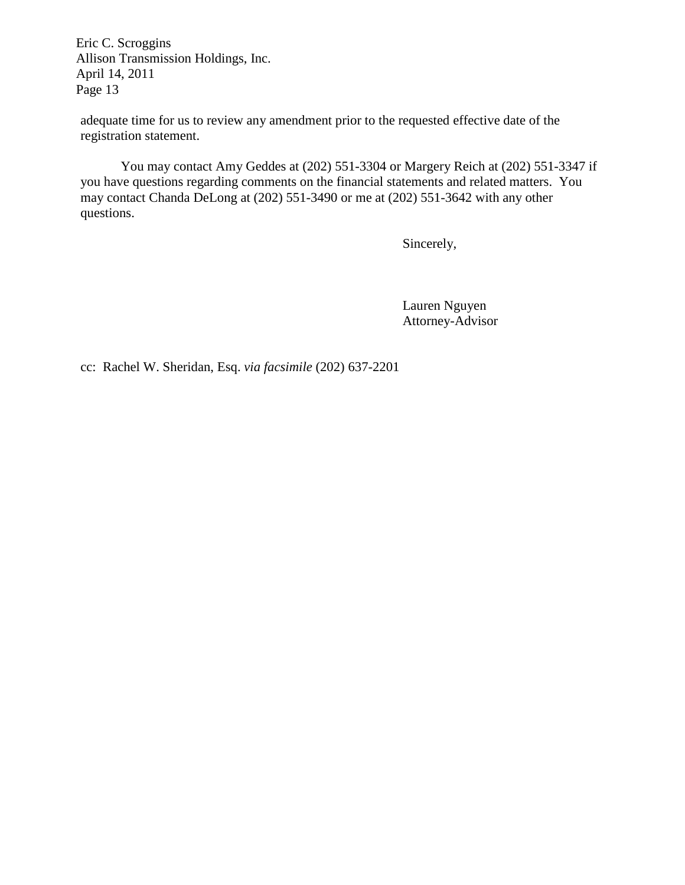adequate time for us to review any amendment prior to the requested effective date of the registration statement.

You may contact Amy Geddes at (202) 551-3304 or Margery Reich at (202) 551-3347 if you have questions regarding comments on the financial statements and related matters. You may contact Chanda DeLong at (202) 551-3490 or me at (202) 551-3642 with any other questions.

Sincerely,

Lauren Nguyen
Attorney-Advisor

cc: Rachel W. Sheridan, Esq. *via facsimile* (202) 637-2201